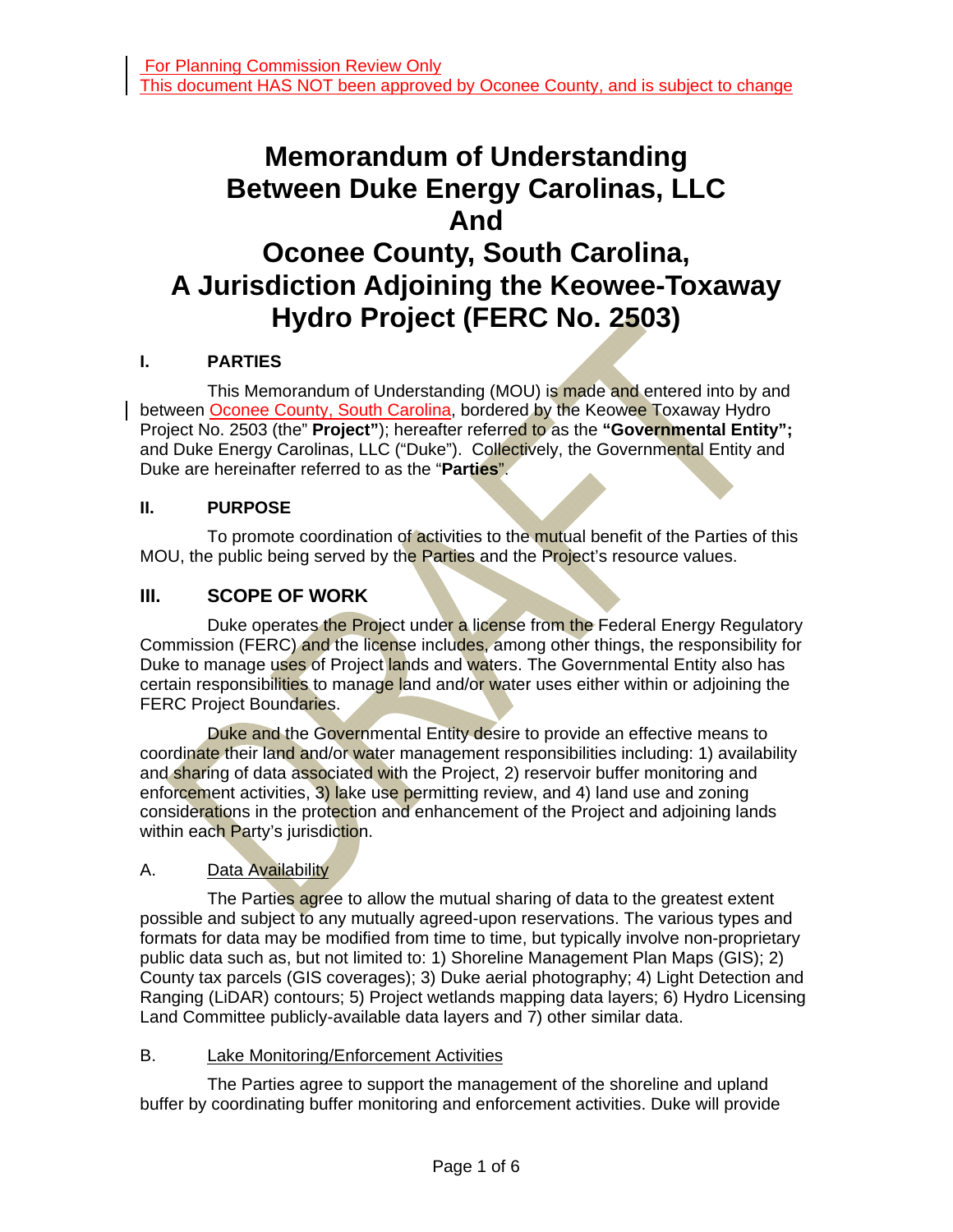For Planning Commission Review Only
This document HAS NOT been approved by Oconee County, and is subject to change

# Memorandum of Understanding Between Duke Energy Carolinas, LLC And Oconee County, South Carolina, A Jurisdiction Adjoining the Keowee-Toxaway Hydro Project (FERC No. 2503)

## I. PARTIES

This Memorandum of Understanding (MOU) is made and entered into by and between Oconee County, South Carolina, bordered by the Keowee Toxaway Hydro Project No. 2503 (the" **Project"**); hereafter referred to as the **"Governmental Entity";** and Duke Energy Carolinas, LLC ("Duke"). Collectively, the Governmental Entity and Duke are hereinafter referred to as the "**Parties**".

## II. PURPOSE

To promote coordination of activities to the mutual benefit of the Parties of this MOU, the public being served by the Parties and the Project's resource values.

## III. SCOPE OF WORK

Duke operates the Project under a license from the Federal Energy Regulatory Commission (FERC) and the license includes, among other things, the responsibility for Duke to manage uses of Project lands and waters. The Governmental Entity also has certain responsibilities to manage land and/or water uses either within or adjoining the FERC Project Boundaries.

Duke and the Governmental Entity desire to provide an effective means to coordinate their land and/or water management responsibilities including: 1) availability and sharing of data associated with the Project, 2) reservoir buffer monitoring and enforcement activities, 3) lake use permitting review, and 4) land use and zoning considerations in the protection and enhancement of the Project and adjoining lands within each Party's jurisdiction.

### A. Data Availability

The Parties agree to allow the mutual sharing of data to the greatest extent possible and subject to any mutually agreed-upon reservations. The various types and formats for data may be modified from time to time, but typically involve non-proprietary public data such as, but not limited to: 1) Shoreline Management Plan Maps (GIS); 2) County tax parcels (GIS coverages); 3) Duke aerial photography; 4) Light Detection and Ranging (LiDAR) contours; 5) Project wetlands mapping data layers; 6) Hydro Licensing Land Committee publicly-available data layers and 7) other similar data.

### B. Lake Monitoring/Enforcement Activities

The Parties agree to support the management of the shoreline and upland buffer by coordinating buffer monitoring and enforcement activities. Duke will provide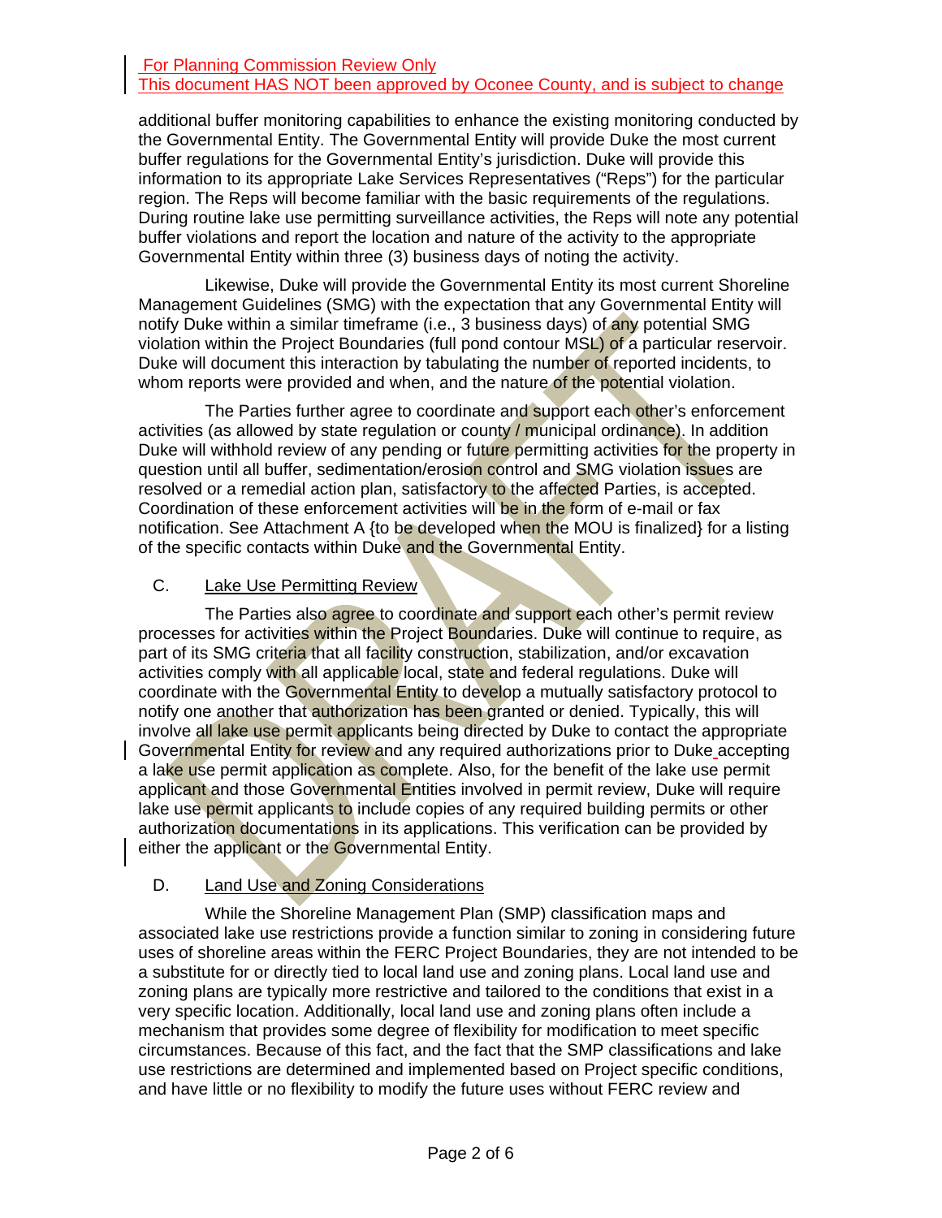For Planning Commission Review Only
This document HAS NOT been approved by Oconee County, and is subject to change

additional buffer monitoring capabilities to enhance the existing monitoring conducted by the Governmental Entity. The Governmental Entity will provide Duke the most current buffer regulations for the Governmental Entity's jurisdiction. Duke will provide this information to its appropriate Lake Services Representatives ("Reps") for the particular region. The Reps will become familiar with the basic requirements of the regulations. During routine lake use permitting surveillance activities, the Reps will note any potential buffer violations and report the location and nature of the activity to the appropriate Governmental Entity within three (3) business days of noting the activity.

Likewise, Duke will provide the Governmental Entity its most current Shoreline Management Guidelines (SMG) with the expectation that any Governmental Entity will notify Duke within a similar timeframe (i.e., 3 business days) of any potential SMG violation within the Project Boundaries (full pond contour MSL) of a particular reservoir. Duke will document this interaction by tabulating the number of reported incidents, to whom reports were provided and when, and the nature of the potential violation.

The Parties further agree to coordinate and support each other's enforcement activities (as allowed by state regulation or county / municipal ordinance). In addition Duke will withhold review of any pending or future permitting activities for the property in question until all buffer, sedimentation/erosion control and SMG violation issues are resolved or a remedial action plan, satisfactory to the affected Parties, is accepted. Coordination of these enforcement activities will be in the form of e-mail or fax notification. See Attachment A {to be developed when the MOU is finalized} for a listing of the specific contacts within Duke and the Governmental Entity.

C. Lake Use Permitting Review

The Parties also agree to coordinate and support each other's permit review processes for activities within the Project Boundaries. Duke will continue to require, as part of its SMG criteria that all facility construction, stabilization, and/or excavation activities comply with all applicable local, state and federal regulations. Duke will coordinate with the Governmental Entity to develop a mutually satisfactory protocol to notify one another that authorization has been granted or denied. Typically, this will involve all lake use permit applicants being directed by Duke to contact the appropriate Governmental Entity for review and any required authorizations prior to Duke accepting a lake use permit application as complete. Also, for the benefit of the lake use permit applicant and those Governmental Entities involved in permit review, Duke will require lake use permit applicants to include copies of any required building permits or other authorization documentations in its applications. This verification can be provided by either the applicant or the Governmental Entity.

D. Land Use and Zoning Considerations

While the Shoreline Management Plan (SMP) classification maps and associated lake use restrictions provide a function similar to zoning in considering future uses of shoreline areas within the FERC Project Boundaries, they are not intended to be a substitute for or directly tied to local land use and zoning plans. Local land use and zoning plans are typically more restrictive and tailored to the conditions that exist in a very specific location. Additionally, local land use and zoning plans often include a mechanism that provides some degree of flexibility for modification to meet specific circumstances. Because of this fact, and the fact that the SMP classifications and lake use restrictions are determined and implemented based on Project specific conditions, and have little or no flexibility to modify the future uses without FERC review and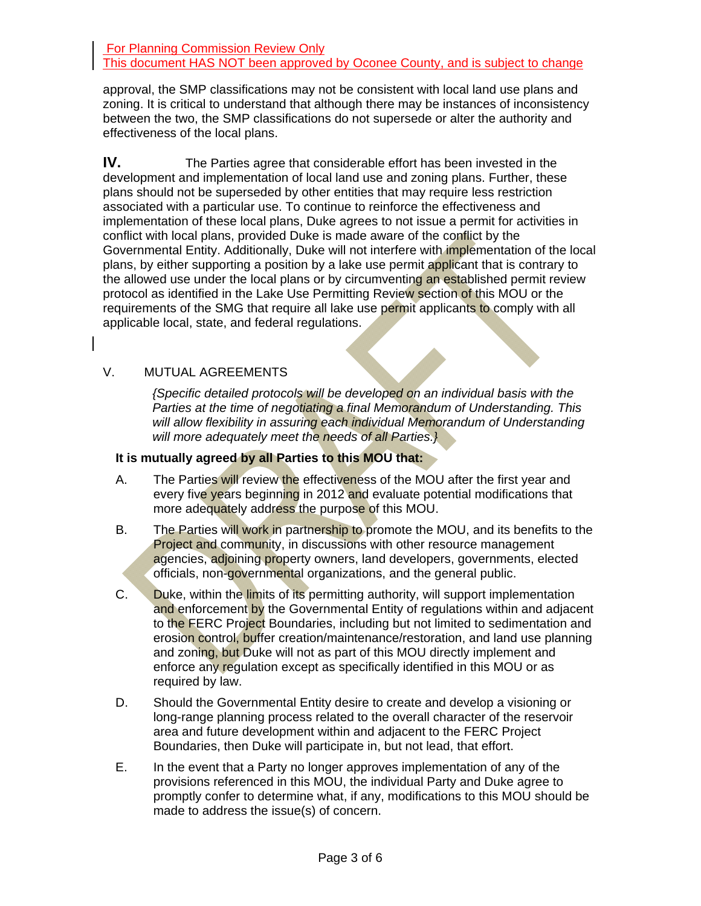For Planning Commission Review Only
This document HAS NOT been approved by Oconee County, and is subject to change

approval, the SMP classifications may not be consistent with local land use plans and zoning. It is critical to understand that although there may be instances of inconsistency between the two, the SMP classifications do not supersede or alter the authority and effectiveness of the local plans.

**IV.** The Parties agree that considerable effort has been invested in the development and implementation of local land use and zoning plans. Further, these plans should not be superseded by other entities that may require less restriction associated with a particular use. To continue to reinforce the effectiveness and implementation of these local plans, Duke agrees to not issue a permit for activities in conflict with local plans, provided Duke is made aware of the conflict by the Governmental Entity. Additionally, Duke will not interfere with implementation of the local plans, by either supporting a position by a lake use permit applicant that is contrary to the allowed use under the local plans or by circumventing an established permit review protocol as identified in the Lake Use Permitting Review section of this MOU or the requirements of the SMG that require all lake use permit applicants to comply with all applicable local, state, and federal regulations.

## V. MUTUAL AGREEMENTS

*{Specific detailed protocols will be developed on an individual basis with the Parties at the time of negotiating a final Memorandum of Understanding. This will allow flexibility in assuring each individual Memorandum of Understanding will more adequately meet the needs of all Parties.}*

**It is mutually agreed by all Parties to this MOU that:**

A. The Parties will review the effectiveness of the MOU after the first year and every five years beginning in 2012 and evaluate potential modifications that more adequately address the purpose of this MOU.

B. The Parties will work in partnership to promote the MOU, and its benefits to the Project and community, in discussions with other resource management agencies, adjoining property owners, land developers, governments, elected officials, non-governmental organizations, and the general public.

C. Duke, within the limits of its permitting authority, will support implementation and enforcement by the Governmental Entity of regulations within and adjacent to the FERC Project Boundaries, including but not limited to sedimentation and erosion control, buffer creation/maintenance/restoration, and land use planning and zoning, but Duke will not as part of this MOU directly implement and enforce any regulation except as specifically identified in this MOU or as required by law.

D. Should the Governmental Entity desire to create and develop a visioning or long-range planning process related to the overall character of the reservoir area and future development within and adjacent to the FERC Project Boundaries, then Duke will participate in, but not lead, that effort.

E. In the event that a Party no longer approves implementation of any of the provisions referenced in this MOU, the individual Party and Duke agree to promptly confer to determine what, if any, modifications to this MOU should be made to address the issue(s) of concern.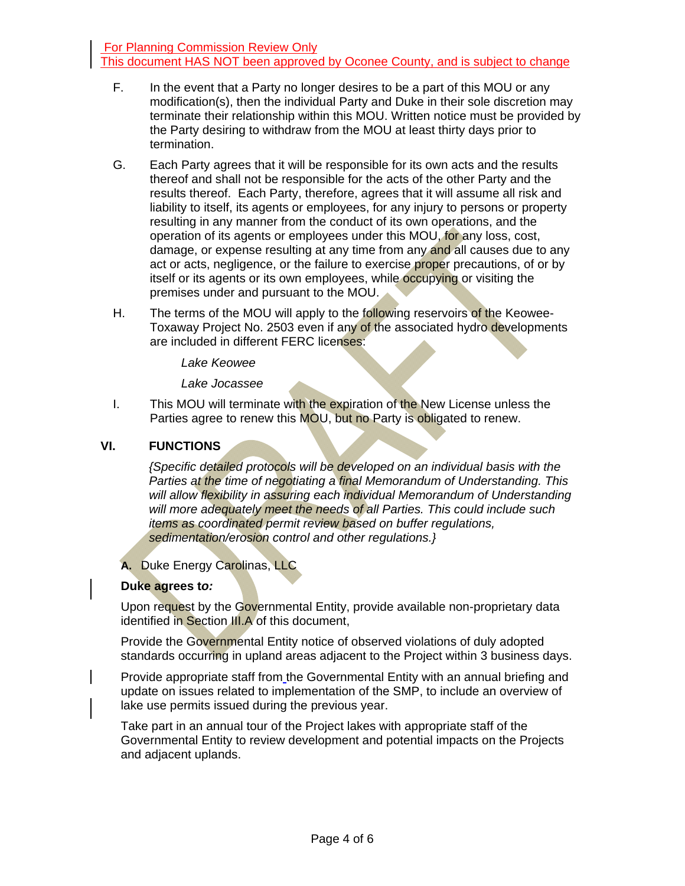For Planning Commission Review Only
This document HAS NOT been approved by Oconee County, and is subject to change

F. In the event that a Party no longer desires to be a part of this MOU or any modification(s), then the individual Party and Duke in their sole discretion may terminate their relationship within this MOU. Written notice must be provided by the Party desiring to withdraw from the MOU at least thirty days prior to termination.

G. Each Party agrees that it will be responsible for its own acts and the results thereof and shall not be responsible for the acts of the other Party and the results thereof. Each Party, therefore, agrees that it will assume all risk and liability to itself, its agents or employees, for any injury to persons or property resulting in any manner from the conduct of its own operations, and the operation of its agents or employees under this MOU, for any loss, cost, damage, or expense resulting at any time from any and all causes due to any act or acts, negligence, or the failure to exercise proper precautions, of or by itself or its agents or its own employees, while occupying or visiting the premises under and pursuant to the MOU.

H. The terms of the MOU will apply to the following reservoirs of the Keowee-Toxaway Project No. 2503 even if any of the associated hydro developments are included in different FERC licenses:

*Lake Keowee*

*Lake Jocassee*

I. This MOU will terminate with the expiration of the New License unless the Parties agree to renew this MOU, but no Party is obligated to renew.

## VI. FUNCTIONS

*{Specific detailed protocols will be developed on an individual basis with the Parties at the time of negotiating a final Memorandum of Understanding. This will allow flexibility in assuring each individual Memorandum of Understanding will more adequately meet the needs of all Parties. This could include such items as coordinated permit review based on buffer regulations, sedimentation/erosion control and other regulations.}*

**A.** Duke Energy Carolinas, LLC

**Duke agrees to*:***

Upon request by the Governmental Entity, provide available non-proprietary data identified in Section III.A of this document,

Provide the Governmental Entity notice of observed violations of duly adopted standards occurring in upland areas adjacent to the Project within 3 business days.

Provide appropriate staff from the Governmental Entity with an annual briefing and update on issues related to implementation of the SMP, to include an overview of lake use permits issued during the previous year.

Take part in an annual tour of the Project lakes with appropriate staff of the Governmental Entity to review development and potential impacts on the Projects and adjacent uplands.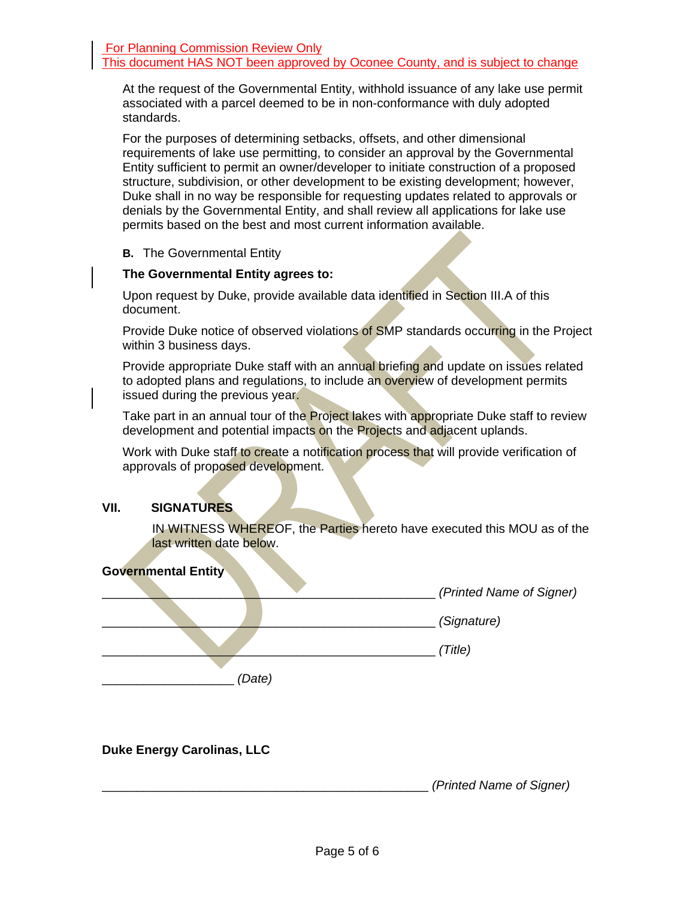For Planning Commission Review Only
This document HAS NOT been approved by Oconee County, and is subject to change

At the request of the Governmental Entity, withhold issuance of any lake use permit associated with a parcel deemed to be in non-conformance with duly adopted standards.

For the purposes of determining setbacks, offsets, and other dimensional requirements of lake use permitting, to consider an approval by the Governmental Entity sufficient to permit an owner/developer to initiate construction of a proposed structure, subdivision, or other development to be existing development; however, Duke shall in no way be responsible for requesting updates related to approvals or denials by the Governmental Entity, and shall review all applications for lake use permits based on the best and most current information available.

**B.** The Governmental Entity

**The Governmental Entity agrees to:**

Upon request by Duke, provide available data identified in Section III.A of this document.

Provide Duke notice of observed violations of SMP standards occurring in the Project within 3 business days.

Provide appropriate Duke staff with an annual briefing and update on issues related to adopted plans and regulations, to include an overview of development permits issued during the previous year.

Take part in an annual tour of the Project lakes with appropriate Duke staff to review development and potential impacts on the Projects and adjacent uplands.

Work with Duke staff to create a notification process that will provide verification of approvals of proposed development.

## VII. SIGNATURES

IN WITNESS WHEREOF, the Parties hereto have executed this MOU as of the last written date below.

**Governmental Entity**

_______________________________________________ *(Printed Name of Signer)*

_______________________________________________ *(Signature)*

_______________________________________________ *(Title)*

___________________ *(Date)*

**Duke Energy Carolinas, LLC**

_______________________________________________ *(Printed Name of Signer)*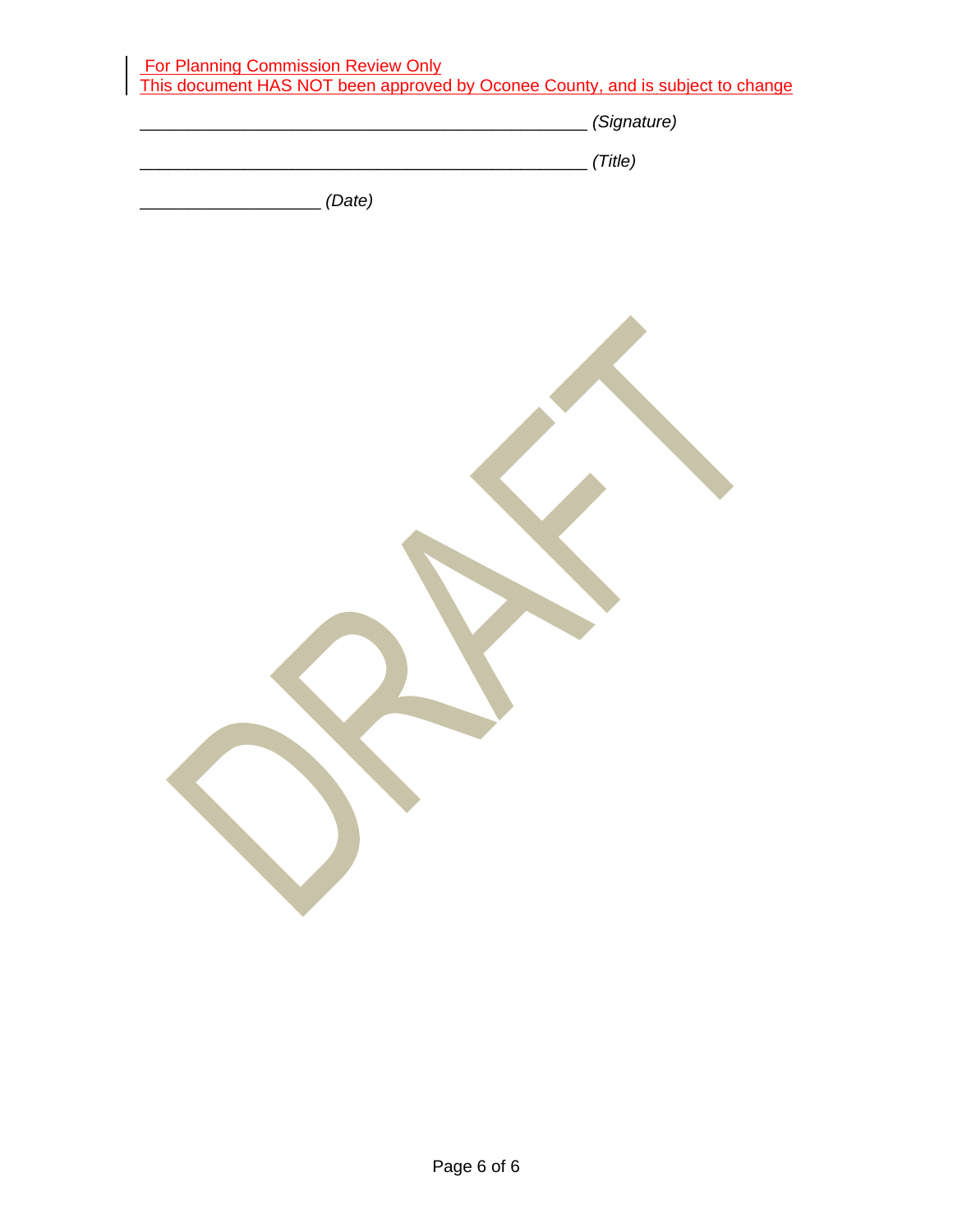For Planning Commission Review Only
This document HAS NOT been approved by Oconee County, and is subject to change

_______________________________________________ *(Signature)*

_______________________________________________ *(Title)*

___________________ *(Date)*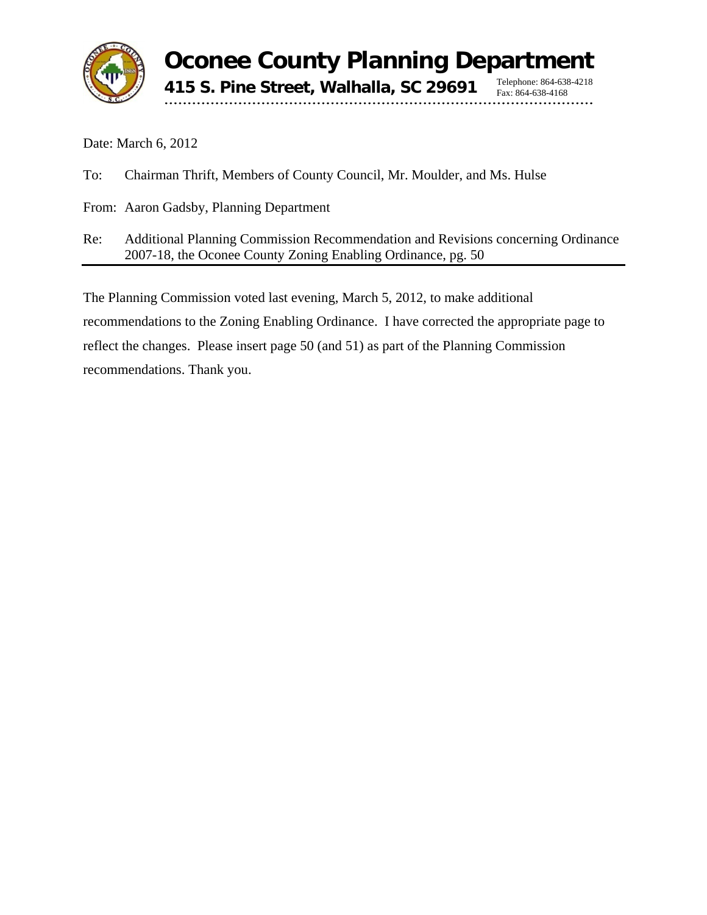# Oconee County Planning Department

**415 S. Pine Street, Walhalla, SC 29691**

Telephone: 864-638-4218
Fax: 864-638-4168

Date: March 6, 2012

To: Chairman Thrift, Members of County Council, Mr. Moulder, and Ms. Hulse

From: Aaron Gadsby, Planning Department

Re: Additional Planning Commission Recommendation and Revisions concerning Ordinance 2007-18, the Oconee County Zoning Enabling Ordinance, pg. 50

---

The Planning Commission voted last evening, March 5, 2012, to make additional recommendations to the Zoning Enabling Ordinance. I have corrected the appropriate page to reflect the changes. Please insert page 50 (and 51) as part of the Planning Commission recommendations. Thank you.